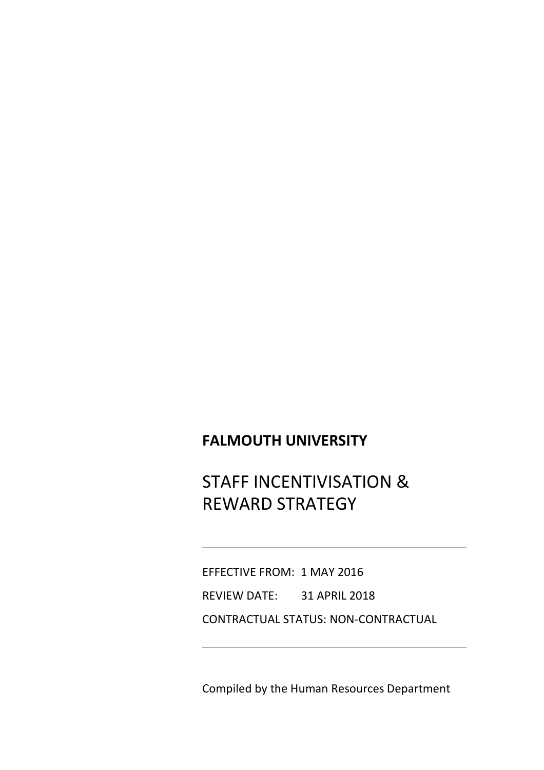**FALMOUTH UNIVERSITY**

# STAFF INCENTIVISATION & REWARD STRATEGY

---

EFFECTIVE FROM: 1 MAY 2016

REVIEW DATE: 31 APRIL 2018

CONTRACTUAL STATUS: NON-CONTRACTUAL

---

Compiled by the Human Resources Department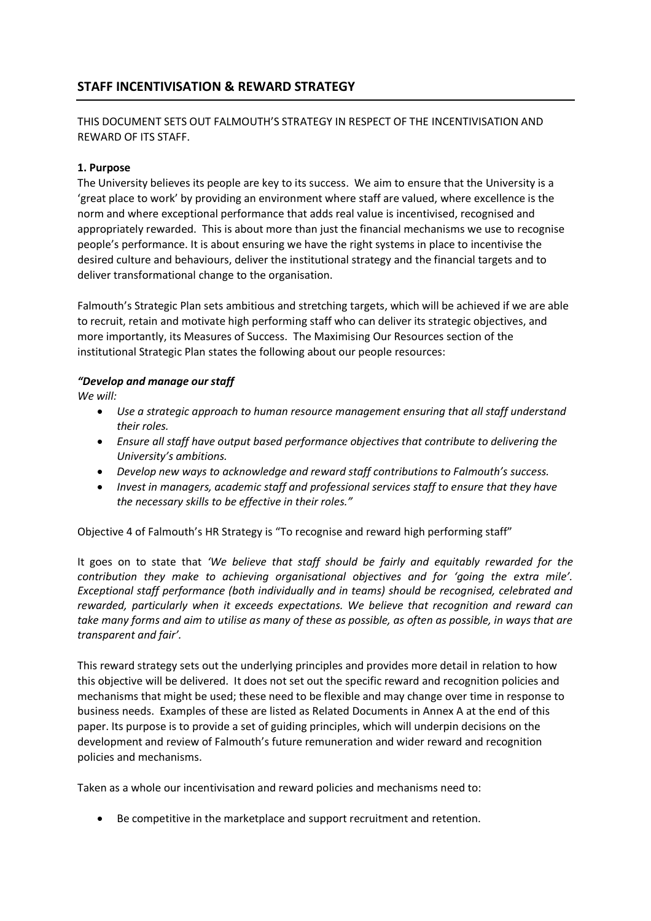## STAFF INCENTIVISATION & REWARD STRATEGY

THIS DOCUMENT SETS OUT FALMOUTH'S STRATEGY IN RESPECT OF THE INCENTIVISATION AND REWARD OF ITS STAFF.

**1. Purpose**

The University believes its people are key to its success. We aim to ensure that the University is a 'great place to work' by providing an environment where staff are valued, where excellence is the norm and where exceptional performance that adds real value is incentivised, recognised and appropriately rewarded. This is about more than just the financial mechanisms we use to recognise people's performance. It is about ensuring we have the right systems in place to incentivise the desired culture and behaviours, deliver the institutional strategy and the financial targets and to deliver transformational change to the organisation.

Falmouth's Strategic Plan sets ambitious and stretching targets, which will be achieved if we are able to recruit, retain and motivate high performing staff who can deliver its strategic objectives, and more importantly, its Measures of Success. The Maximising Our Resources section of the institutional Strategic Plan states the following about our people resources:

***"Develop and manage our staff***

*We will:*

- *Use a strategic approach to human resource management ensuring that all staff understand their roles.*
- *Ensure all staff have output based performance objectives that contribute to delivering the University's ambitions.*
- *Develop new ways to acknowledge and reward staff contributions to Falmouth's success.*
- *Invest in managers, academic staff and professional services staff to ensure that they have the necessary skills to be effective in their roles."*

Objective 4 of Falmouth's HR Strategy is "To recognise and reward high performing staff"

It goes on to state that *'We believe that staff should be fairly and equitably rewarded for the contribution they make to achieving organisational objectives and for 'going the extra mile'. Exceptional staff performance (both individually and in teams) should be recognised, celebrated and rewarded, particularly when it exceeds expectations. We believe that recognition and reward can take many forms and aim to utilise as many of these as possible, as often as possible, in ways that are transparent and fair'.*

This reward strategy sets out the underlying principles and provides more detail in relation to how this objective will be delivered. It does not set out the specific reward and recognition policies and mechanisms that might be used; these need to be flexible and may change over time in response to business needs. Examples of these are listed as Related Documents in Annex A at the end of this paper. Its purpose is to provide a set of guiding principles, which will underpin decisions on the development and review of Falmouth's future remuneration and wider reward and recognition policies and mechanisms.

Taken as a whole our incentivisation and reward policies and mechanisms need to:

- Be competitive in the marketplace and support recruitment and retention.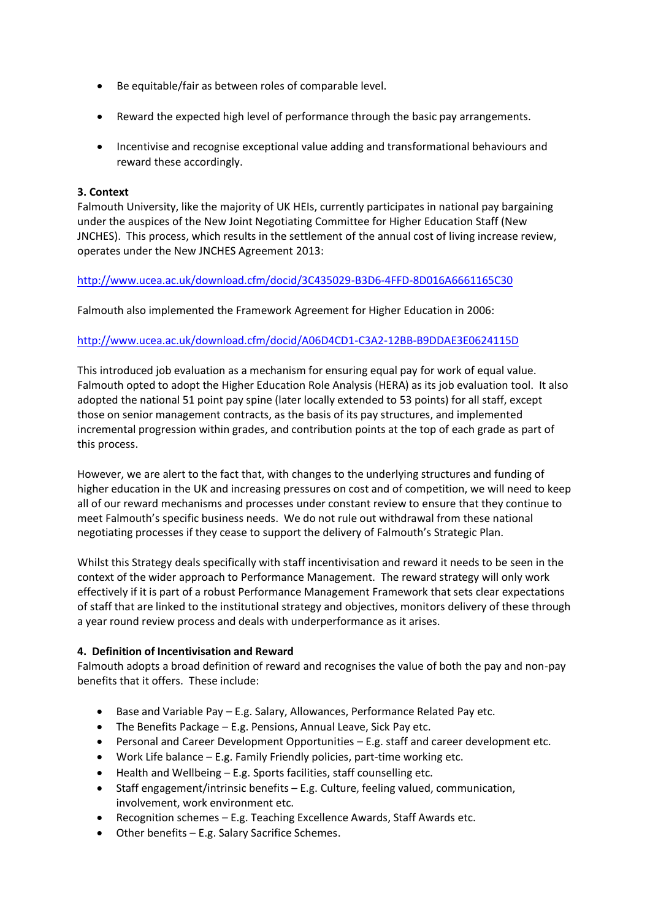- Be equitable/fair as between roles of comparable level.
- Reward the expected high level of performance through the basic pay arrangements.
- Incentivise and recognise exceptional value adding and transformational behaviours and reward these accordingly.

**3. Context**

Falmouth University, like the majority of UK HEIs, currently participates in national pay bargaining under the auspices of the New Joint Negotiating Committee for Higher Education Staff (New JNCHES). This process, which results in the settlement of the annual cost of living increase review, operates under the New JNCHES Agreement 2013:

http://www.ucea.ac.uk/download.cfm/docid/3C435029-B3D6-4FFD-8D016A6661165C30

Falmouth also implemented the Framework Agreement for Higher Education in 2006:

http://www.ucea.ac.uk/download.cfm/docid/A06D4CD1-C3A2-12BB-B9DDAE3E0624115D

This introduced job evaluation as a mechanism for ensuring equal pay for work of equal value. Falmouth opted to adopt the Higher Education Role Analysis (HERA) as its job evaluation tool. It also adopted the national 51 point pay spine (later locally extended to 53 points) for all staff, except those on senior management contracts, as the basis of its pay structures, and implemented incremental progression within grades, and contribution points at the top of each grade as part of this process.

However, we are alert to the fact that, with changes to the underlying structures and funding of higher education in the UK and increasing pressures on cost and of competition, we will need to keep all of our reward mechanisms and processes under constant review to ensure that they continue to meet Falmouth's specific business needs. We do not rule out withdrawal from these national negotiating processes if they cease to support the delivery of Falmouth's Strategic Plan.

Whilst this Strategy deals specifically with staff incentivisation and reward it needs to be seen in the context of the wider approach to Performance Management. The reward strategy will only work effectively if it is part of a robust Performance Management Framework that sets clear expectations of staff that are linked to the institutional strategy and objectives, monitors delivery of these through a year round review process and deals with underperformance as it arises.

**4. Definition of Incentivisation and Reward**

Falmouth adopts a broad definition of reward and recognises the value of both the pay and non-pay benefits that it offers. These include:

- Base and Variable Pay – E.g. Salary, Allowances, Performance Related Pay etc.
- The Benefits Package – E.g. Pensions, Annual Leave, Sick Pay etc.
- Personal and Career Development Opportunities – E.g. staff and career development etc.
- Work Life balance – E.g. Family Friendly policies, part-time working etc.
- Health and Wellbeing – E.g. Sports facilities, staff counselling etc.
- Staff engagement/intrinsic benefits – E.g. Culture, feeling valued, communication, involvement, work environment etc.
- Recognition schemes – E.g. Teaching Excellence Awards, Staff Awards etc.
- Other benefits – E.g. Salary Sacrifice Schemes.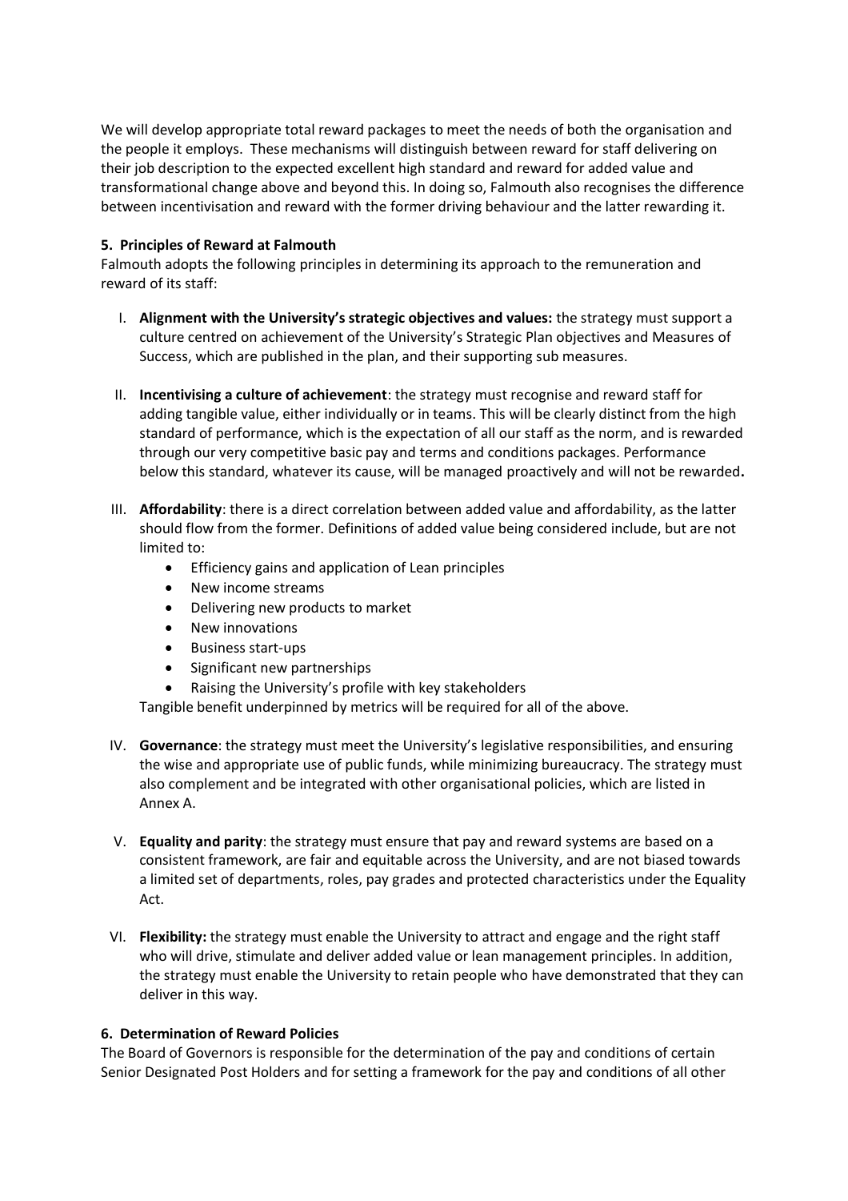We will develop appropriate total reward packages to meet the needs of both the organisation and the people it employs. These mechanisms will distinguish between reward for staff delivering on their job description to the expected excellent high standard and reward for added value and transformational change above and beyond this. In doing so, Falmouth also recognises the difference between incentivisation and reward with the former driving behaviour and the latter rewarding it.

### 5. Principles of Reward at Falmouth

Falmouth adopts the following principles in determining its approach to the remuneration and reward of its staff:

I. **Alignment with the University's strategic objectives and values:** the strategy must support a culture centred on achievement of the University's Strategic Plan objectives and Measures of Success, which are published in the plan, and their supporting sub measures.

II. **Incentivising a culture of achievement**: the strategy must recognise and reward staff for adding tangible value, either individually or in teams. This will be clearly distinct from the high standard of performance, which is the expectation of all our staff as the norm, and is rewarded through our very competitive basic pay and terms and conditions packages. Performance below this standard, whatever its cause, will be managed proactively and will not be rewarded**.**

III. **Affordability**: there is a direct correlation between added value and affordability, as the latter should flow from the former. Definitions of added value being considered include, but are not limited to:
   - Efficiency gains and application of Lean principles
   - New income streams
   - Delivering new products to market
   - New innovations
   - Business start-ups
   - Significant new partnerships
   - Raising the University's profile with key stakeholders

   Tangible benefit underpinned by metrics will be required for all of the above.

IV. **Governance**: the strategy must meet the University's legislative responsibilities, and ensuring the wise and appropriate use of public funds, while minimizing bureaucracy. The strategy must also complement and be integrated with other organisational policies, which are listed in Annex A.

V. **Equality and parity**: the strategy must ensure that pay and reward systems are based on a consistent framework, are fair and equitable across the University, and are not biased towards a limited set of departments, roles, pay grades and protected characteristics under the Equality Act.

VI. **Flexibility:** the strategy must enable the University to attract and engage and the right staff who will drive, stimulate and deliver added value or lean management principles. In addition, the strategy must enable the University to retain people who have demonstrated that they can deliver in this way.

### 6. Determination of Reward Policies

The Board of Governors is responsible for the determination of the pay and conditions of certain Senior Designated Post Holders and for setting a framework for the pay and conditions of all other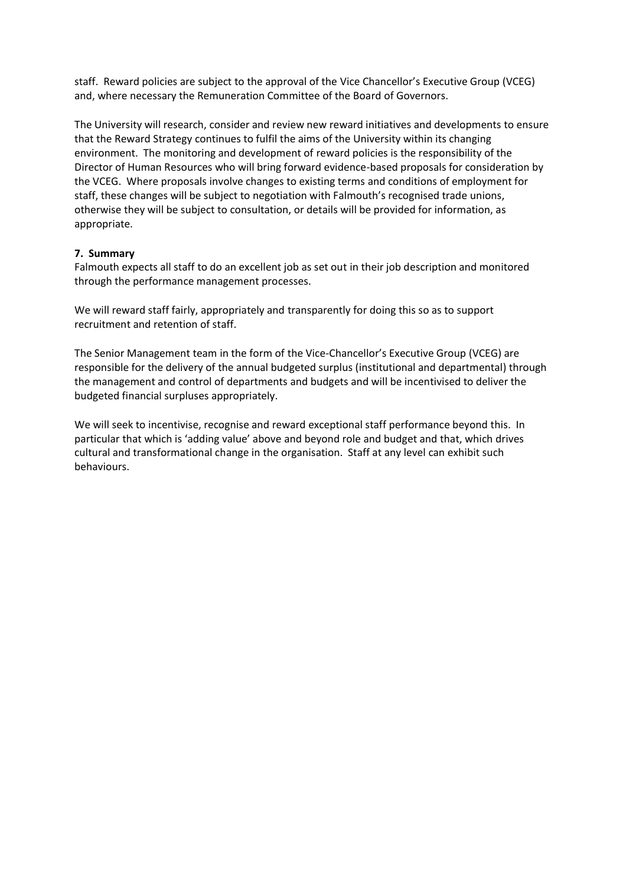staff. Reward policies are subject to the approval of the Vice Chancellor's Executive Group (VCEG) and, where necessary the Remuneration Committee of the Board of Governors.

The University will research, consider and review new reward initiatives and developments to ensure that the Reward Strategy continues to fulfil the aims of the University within its changing environment. The monitoring and development of reward policies is the responsibility of the Director of Human Resources who will bring forward evidence-based proposals for consideration by the VCEG. Where proposals involve changes to existing terms and conditions of employment for staff, these changes will be subject to negotiation with Falmouth's recognised trade unions, otherwise they will be subject to consultation, or details will be provided for information, as appropriate.

**7. Summary**

Falmouth expects all staff to do an excellent job as set out in their job description and monitored through the performance management processes.

We will reward staff fairly, appropriately and transparently for doing this so as to support recruitment and retention of staff.

The Senior Management team in the form of the Vice-Chancellor's Executive Group (VCEG) are responsible for the delivery of the annual budgeted surplus (institutional and departmental) through the management and control of departments and budgets and will be incentivised to deliver the budgeted financial surpluses appropriately.

We will seek to incentivise, recognise and reward exceptional staff performance beyond this. In particular that which is 'adding value' above and beyond role and budget and that, which drives cultural and transformational change in the organisation. Staff at any level can exhibit such behaviours.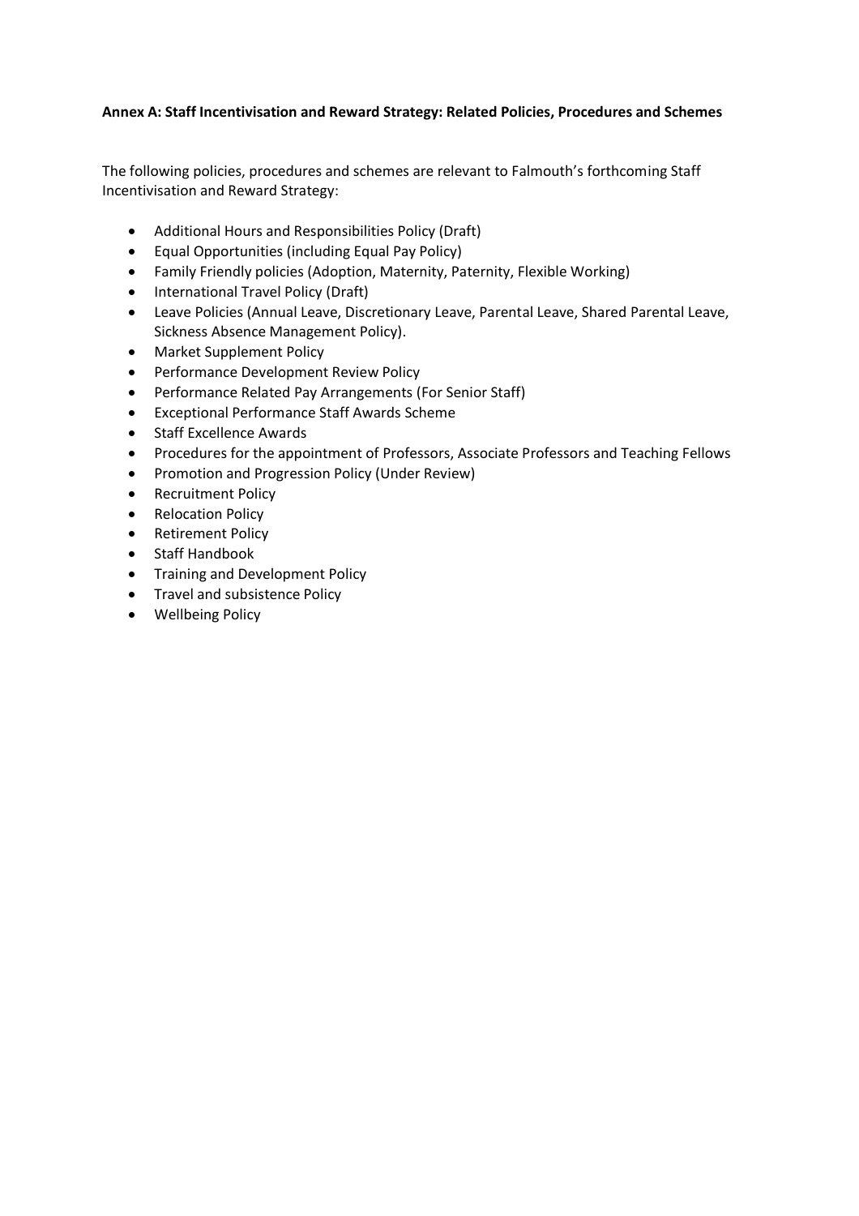**Annex A: Staff Incentivisation and Reward Strategy: Related Policies, Procedures and Schemes**

The following policies, procedures and schemes are relevant to Falmouth's forthcoming Staff Incentivisation and Reward Strategy:

- Additional Hours and Responsibilities Policy (Draft)
- Equal Opportunities (including Equal Pay Policy)
- Family Friendly policies (Adoption, Maternity, Paternity, Flexible Working)
- International Travel Policy (Draft)
- Leave Policies (Annual Leave, Discretionary Leave, Parental Leave, Shared Parental Leave, Sickness Absence Management Policy).
- Market Supplement Policy
- Performance Development Review Policy
- Performance Related Pay Arrangements (For Senior Staff)
- Exceptional Performance Staff Awards Scheme
- Staff Excellence Awards
- Procedures for the appointment of Professors, Associate Professors and Teaching Fellows
- Promotion and Progression Policy (Under Review)
- Recruitment Policy
- Relocation Policy
- Retirement Policy
- Staff Handbook
- Training and Development Policy
- Travel and subsistence Policy
- Wellbeing Policy